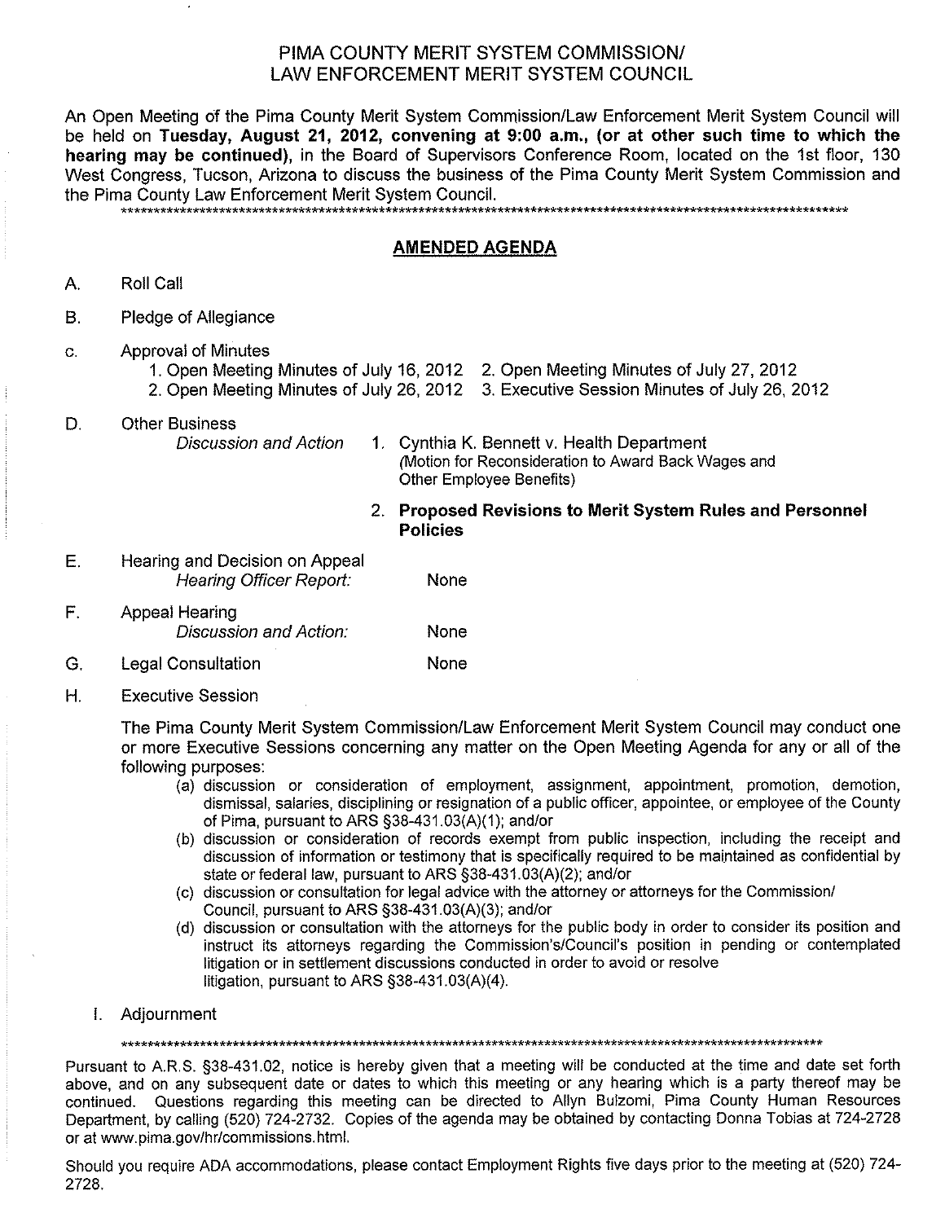# PIMA COUNTY MERIT SYSTEM COMMISSION/ LAW ENFORCEMENT MERIT SYSTEM COUNCIL

An Open Meeting of the Pima County Merit System Commission/Law Enforcement Merit System Council will be held on **Tuesday, August 21, 2012, convening at 9:00 a.m., (or at other such time to which the hearing may be continued)**, in the Board of Supervisors Conference Room, located on the 1st floor, 130 West Congress, Tucson, Arizona to discuss the business of the Pima County Merit System Commission and the Pima County Law Enforcement Merit System Council.

**********************************************************************************************************

## AMENDED AGENDA

A. Roll Call

B. Pledge of Allegiance

C. Approval of Minutes
   1. Open Meeting Minutes of July 16, 2012
   2. Open Meeting Minutes of July 26, 2012
   2. Open Meeting Minutes of July 27, 2012
   3. Executive Session Minutes of July 26, 2012

D. Other Business
   *Discussion and Action*
   1. Cynthia K. Bennett v. Health Department
      (Motion for Reconsideration to Award Back Wages and Other Employee Benefits)
   2. **Proposed Revisions to Merit System Rules and Personnel Policies**

E. Hearing and Decision on Appeal
   *Hearing Officer Report:* None

F. Appeal Hearing
   *Discussion and Action:* None

G. Legal Consultation None

H. Executive Session

   The Pima County Merit System Commission/Law Enforcement Merit System Council may conduct one or more Executive Sessions concerning any matter on the Open Meeting Agenda for any or all of the following purposes:

   (a) discussion or consideration of employment, assignment, appointment, promotion, demotion, dismissal, salaries, disciplining or resignation of a public officer, appointee, or employee of the County of Pima, pursuant to ARS §38-431.03(A)(1); and/or
   (b) discussion or consideration of records exempt from public inspection, including the receipt and discussion of information or testimony that is specifically required to be maintained as confidential by state or federal law, pursuant to ARS §38-431.03(A)(2); and/or
   (c) discussion or consultation for legal advice with the attorney or attorneys for the Commission/ Council, pursuant to ARS §38-431.03(A)(3); and/or
   (d) discussion or consultation with the attorneys for the public body in order to consider its position and instruct its attorneys regarding the Commission's/Council's position in pending or contemplated litigation or in settlement discussions conducted in order to avoid or resolve litigation, pursuant to ARS §38-431.03(A)(4).

I. Adjournment

**********************************************************************************************************

Pursuant to A.R.S. §38-431.02, notice is hereby given that a meeting will be conducted at the time and date set forth above, and on any subsequent date or dates to which this meeting or any hearing which is a party thereof may be continued. Questions regarding this meeting can be directed to Allyn Bulzomi, Pima County Human Resources Department, by calling (520) 724-2732. Copies of the agenda may be obtained by contacting Donna Tobias at 724-2728 or at www.pima.gov/hr/commissions.html.

Should you require ADA accommodations, please contact Employment Rights five days prior to the meeting at (520) 724-2728.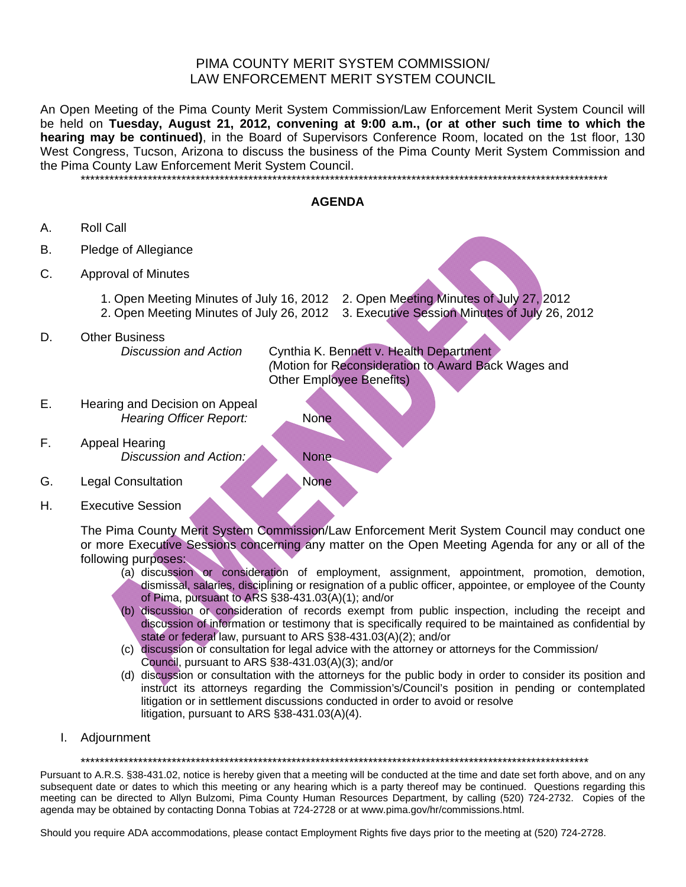# PIMA COUNTY MERIT SYSTEM COMMISSION/ LAW ENFORCEMENT MERIT SYSTEM COUNCIL

An Open Meeting of the Pima County Merit System Commission/Law Enforcement Merit System Council will be held on **Tuesday, August 21, 2012, convening at 9:00 a.m., (or at other such time to which the hearing may be continued)**, in the Board of Supervisors Conference Room, located on the 1st floor, 130 West Congress, Tucson, Arizona to discuss the business of the Pima County Merit System Commission and the Pima County Law Enforcement Merit System Council.

\*\*\*\*\*\*\*\*\*\*\*\*\*\*\*\*\*\*\*\*\*\*\*\*\*\*\*\*\*\*\*\*\*\*\*\*\*\*\*\*\*\*\*\*\*\*\*\*\*\*\*\*\*\*\*\*\*\*\*\*\*\*\*\*\*\*\*\*\*\*\*\*\*\*\*\*\*\*\*\*\*\*\*\*\*\*\*\*\*\*\*\*\*\*\*\*\*\*\*\*\*\*\*\*

## AGENDA

A. Roll Call

B. Pledge of Allegiance

C. Approval of Minutes

1. Open Meeting Minutes of July 16, 2012
2. Open Meeting Minutes of July 26, 2012
2. Open Meeting Minutes of July 27, 2012
3. Executive Session Minutes of July 26, 2012

D. Other Business

*Discussion and Action* — Cynthia K. Bennett v. Health Department *(*Motion for Reconsideration to Award Back Wages and Other Employee Benefits)

E. Hearing and Decision on Appeal

*Hearing Officer Report:* None

F. Appeal Hearing

*Discussion and Action:* None

G. Legal Consultation — None

H. Executive Session

The Pima County Merit System Commission/Law Enforcement Merit System Council may conduct one or more Executive Sessions concerning any matter on the Open Meeting Agenda for any or all of the following purposes:

(a) discussion or consideration of employment, assignment, appointment, promotion, demotion, dismissal, salaries, disciplining or resignation of a public officer, appointee, or employee of the County of Pima, pursuant to ARS §38-431.03(A)(1); and/or

(b) discussion or consideration of records exempt from public inspection, including the receipt and discussion of information or testimony that is specifically required to be maintained as confidential by state or federal law, pursuant to ARS §38-431.03(A)(2); and/or

(c) discussion or consultation for legal advice with the attorney or attorneys for the Commission/ Council, pursuant to ARS §38-431.03(A)(3); and/or

(d) discussion or consultation with the attorneys for the public body in order to consider its position and instruct its attorneys regarding the Commission's/Council's position in pending or contemplated litigation or in settlement discussions conducted in order to avoid or resolve litigation, pursuant to ARS §38-431.03(A)(4).

I. Adjournment

\*\*\*\*\*\*\*\*\*\*\*\*\*\*\*\*\*\*\*\*\*\*\*\*\*\*\*\*\*\*\*\*\*\*\*\*\*\*\*\*\*\*\*\*\*\*\*\*\*\*\*\*\*\*\*\*\*\*\*\*\*\*\*\*\*\*\*\*\*\*\*\*\*\*\*\*\*\*\*\*\*\*\*\*\*\*\*\*\*\*\*\*\*\*\*\*\*\*\*\*

Pursuant to A.R.S. §38-431.02, notice is hereby given that a meeting will be conducted at the time and date set forth above, and on any subsequent date or dates to which this meeting or any hearing which is a party thereof may be continued. Questions regarding this meeting can be directed to Allyn Bulzomi, Pima County Human Resources Department, by calling (520) 724-2732. Copies of the agenda may be obtained by contacting Donna Tobias at 724-2728 or at www.pima.gov/hr/commissions.html.

Should you require ADA accommodations, please contact Employment Rights five days prior to the meeting at (520) 724-2728.

AMENDED